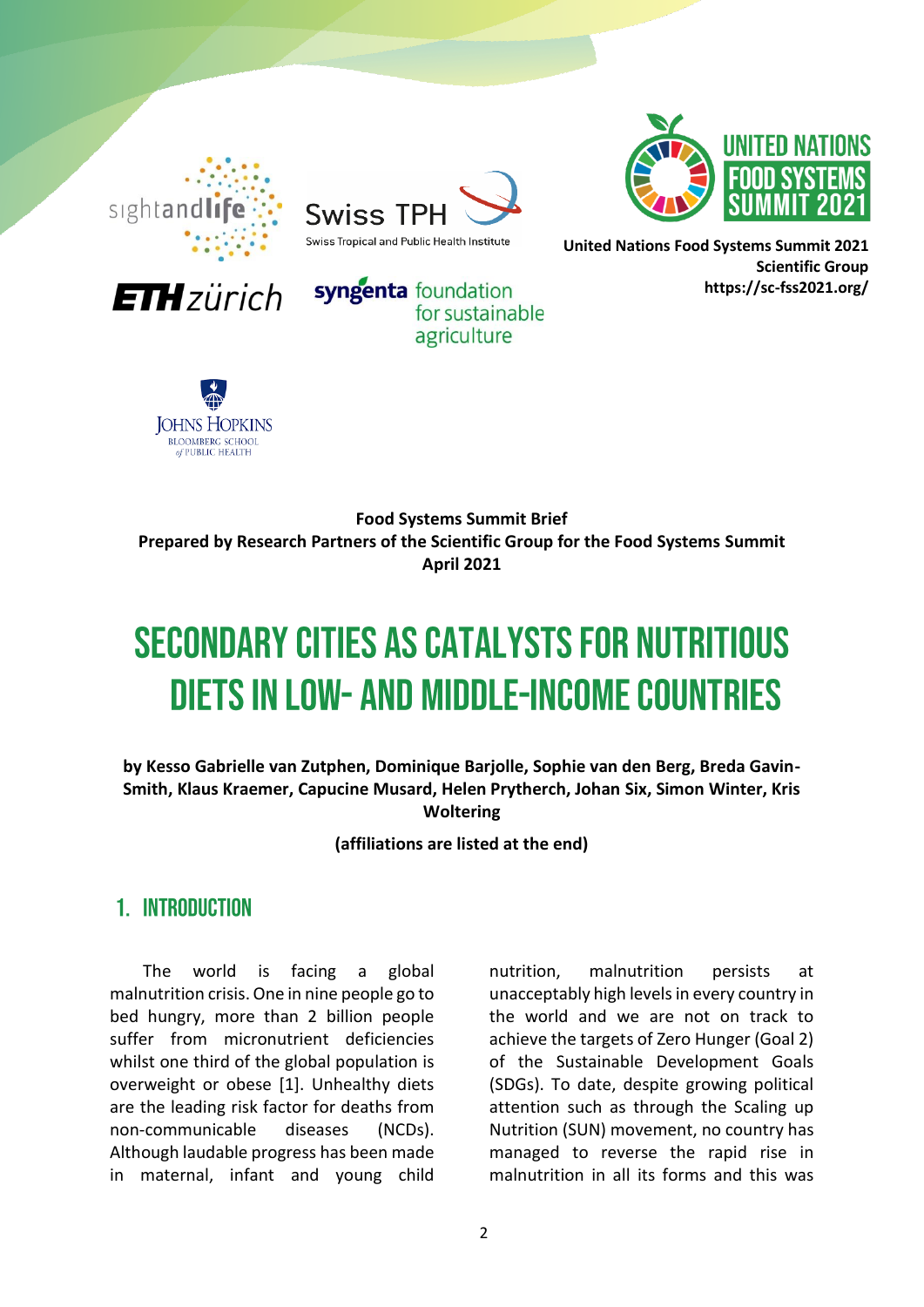United Nations Food Systems Summit 2021
**Scientific Group**
**https://sc-fss2021.org/**

**Food Systems Summit Brief**
**Prepared by Research Partners of the Scientific Group for the Food Systems Summit**
**April 2021**

# Secondary Cities as Catalysts for Nutritious Diets in Low- and Middle-Income Countries

**by Kesso Gabrielle van Zutphen, Dominique Barjolle, Sophie van den Berg, Breda Gavin-Smith, Klaus Kraemer, Capucine Musard, Helen Prytherch, Johan Six, Simon Winter, Kris Woltering**

**(affiliations are listed at the end)**

## 1. Introduction

The world is facing a global malnutrition crisis. One in nine people go to bed hungry, more than 2 billion people suffer from micronutrient deficiencies whilst one third of the global population is overweight or obese [1]. Unhealthy diets are the leading risk factor for deaths from non-communicable diseases (NCDs). Although laudable progress has been made in maternal, infant and young child nutrition, malnutrition persists at unacceptably high levels in every country in the world and we are not on track to achieve the targets of Zero Hunger (Goal 2) of the Sustainable Development Goals (SDGs). To date, despite growing political attention such as through the Scaling up Nutrition (SUN) movement, no country has managed to reverse the rapid rise in malnutrition in all its forms and this was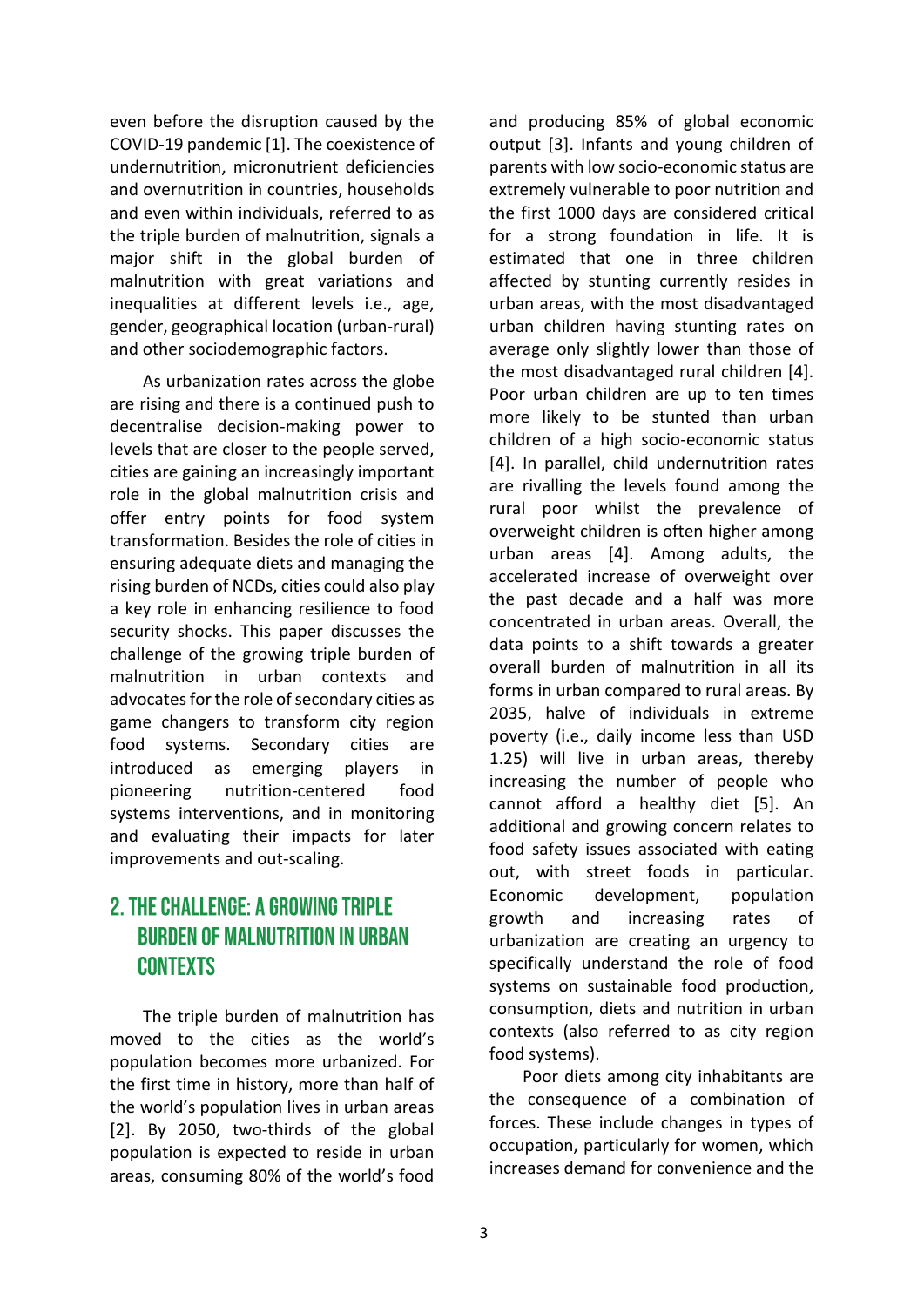even before the disruption caused by the COVID-19 pandemic [1]. The coexistence of undernutrition, micronutrient deficiencies and overnutrition in countries, households and even within individuals, referred to as the triple burden of malnutrition, signals a major shift in the global burden of malnutrition with great variations and inequalities at different levels i.e., age, gender, geographical location (urban-rural) and other sociodemographic factors.

As urbanization rates across the globe are rising and there is a continued push to decentralise decision-making power to levels that are closer to the people served, cities are gaining an increasingly important role in the global malnutrition crisis and offer entry points for food system transformation. Besides the role of cities in ensuring adequate diets and managing the rising burden of NCDs, cities could also play a key role in enhancing resilience to food security shocks. This paper discusses the challenge of the growing triple burden of malnutrition in urban contexts and advocates for the role of secondary cities as game changers to transform city region food systems. Secondary cities are introduced as emerging players in pioneering nutrition-centered food systems interventions, and in monitoring and evaluating their impacts for later improvements and out-scaling.

## 2. The challenge: a growing triple burden of malnutrition in urban contexts

The triple burden of malnutrition has moved to the cities as the world's population becomes more urbanized. For the first time in history, more than half of the world's population lives in urban areas [2]. By 2050, two-thirds of the global population is expected to reside in urban areas, consuming 80% of the world's food and producing 85% of global economic output [3]. Infants and young children of parents with low socio-economic status are extremely vulnerable to poor nutrition and the first 1000 days are considered critical for a strong foundation in life. It is estimated that one in three children affected by stunting currently resides in urban areas, with the most disadvantaged urban children having stunting rates on average only slightly lower than those of the most disadvantaged rural children [4]. Poor urban children are up to ten times more likely to be stunted than urban children of a high socio-economic status [4]. In parallel, child undernutrition rates are rivalling the levels found among the rural poor whilst the prevalence of overweight children is often higher among urban areas [4]. Among adults, the accelerated increase of overweight over the past decade and a half was more concentrated in urban areas. Overall, the data points to a shift towards a greater overall burden of malnutrition in all its forms in urban compared to rural areas. By 2035, halve of individuals in extreme poverty (i.e., daily income less than USD 1.25) will live in urban areas, thereby increasing the number of people who cannot afford a healthy diet [5]. An additional and growing concern relates to food safety issues associated with eating out, with street foods in particular. Economic development, population growth and increasing rates of urbanization are creating an urgency to specifically understand the role of food systems on sustainable food production, consumption, diets and nutrition in urban contexts (also referred to as city region food systems).

Poor diets among city inhabitants are the consequence of a combination of forces. These include changes in types of occupation, particularly for women, which increases demand for convenience and the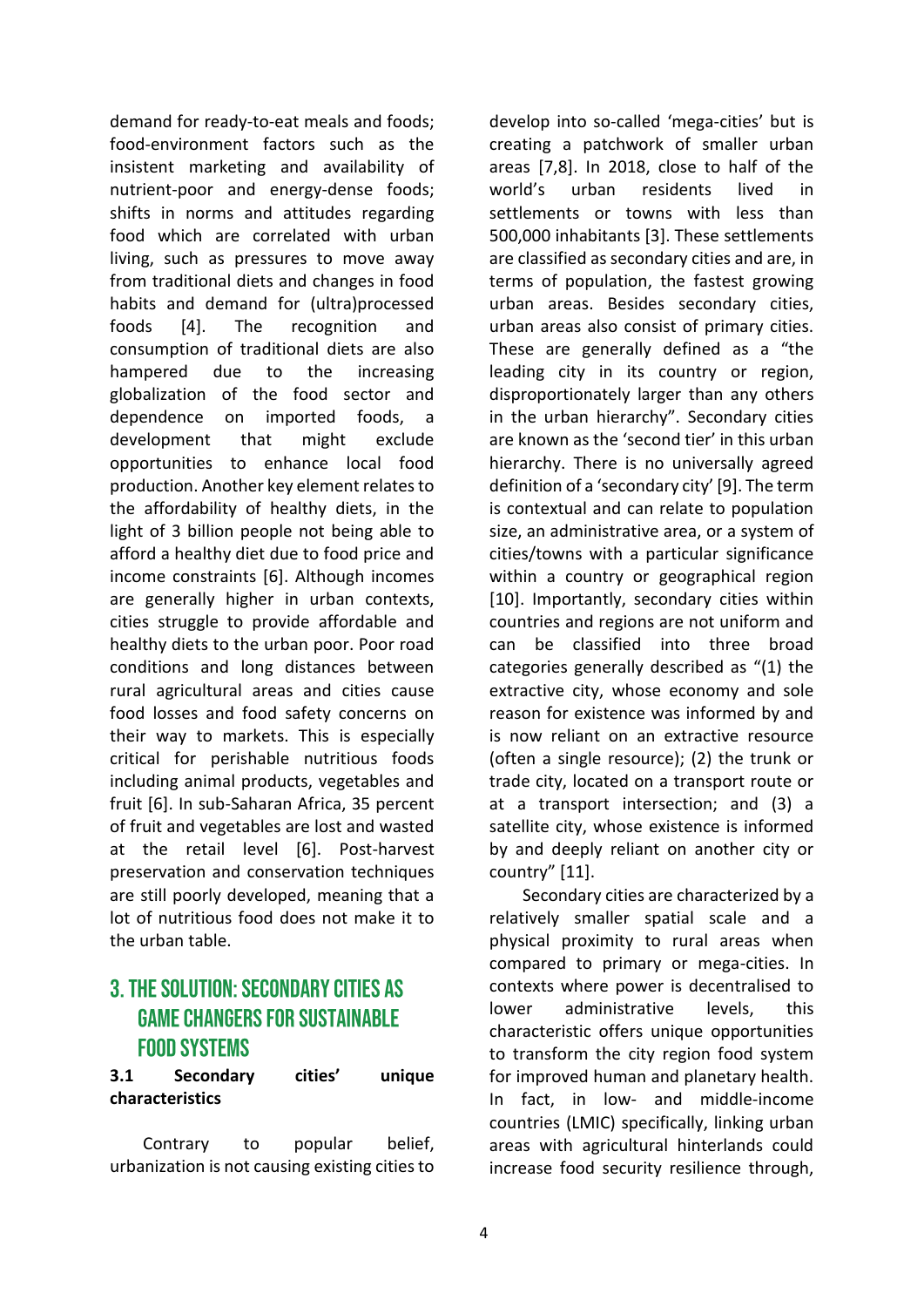demand for ready-to-eat meals and foods; food-environment factors such as the insistent marketing and availability of nutrient-poor and energy-dense foods; shifts in norms and attitudes regarding food which are correlated with urban living, such as pressures to move away from traditional diets and changes in food habits and demand for (ultra)processed foods [4]. The recognition and consumption of traditional diets are also hampered due to the increasing globalization of the food sector and dependence on imported foods, a development that might exclude opportunities to enhance local food production. Another key element relates to the affordability of healthy diets, in the light of 3 billion people not being able to afford a healthy diet due to food price and income constraints [6]. Although incomes are generally higher in urban contexts, cities struggle to provide affordable and healthy diets to the urban poor. Poor road conditions and long distances between rural agricultural areas and cities cause food losses and food safety concerns on their way to markets. This is especially critical for perishable nutritious foods including animal products, vegetables and fruit [6]. In sub-Saharan Africa, 35 percent of fruit and vegetables are lost and wasted at the retail level [6]. Post-harvest preservation and conservation techniques are still poorly developed, meaning that a lot of nutritious food does not make it to the urban table.

## 3. THE SOLUTION: SECONDARY CITIES AS GAME CHANGERS FOR SUSTAINABLE FOOD SYSTEMS

### 3.1 Secondary cities' unique characteristics

Contrary to popular belief, urbanization is not causing existing cities to develop into so-called 'mega-cities' but is creating a patchwork of smaller urban areas [7,8]. In 2018, close to half of the world's urban residents lived in settlements or towns with less than 500,000 inhabitants [3]. These settlements are classified as secondary cities and are, in terms of population, the fastest growing urban areas. Besides secondary cities, urban areas also consist of primary cities. These are generally defined as a "the leading city in its country or region, disproportionately larger than any others in the urban hierarchy". Secondary cities are known as the 'second tier' in this urban hierarchy. There is no universally agreed definition of a 'secondary city' [9]. The term is contextual and can relate to population size, an administrative area, or a system of cities/towns with a particular significance within a country or geographical region [10]. Importantly, secondary cities within countries and regions are not uniform and can be classified into three broad categories generally described as "(1) the extractive city, whose economy and sole reason for existence was informed by and is now reliant on an extractive resource (often a single resource); (2) the trunk or trade city, located on a transport route or at a transport intersection; and (3) a satellite city, whose existence is informed by and deeply reliant on another city or country" [11].

Secondary cities are characterized by a relatively smaller spatial scale and a physical proximity to rural areas when compared to primary or mega-cities. In contexts where power is decentralised to lower administrative levels, this characteristic offers unique opportunities to transform the city region food system for improved human and planetary health. In fact, in low- and middle-income countries (LMIC) specifically, linking urban areas with agricultural hinterlands could increase food security resilience through,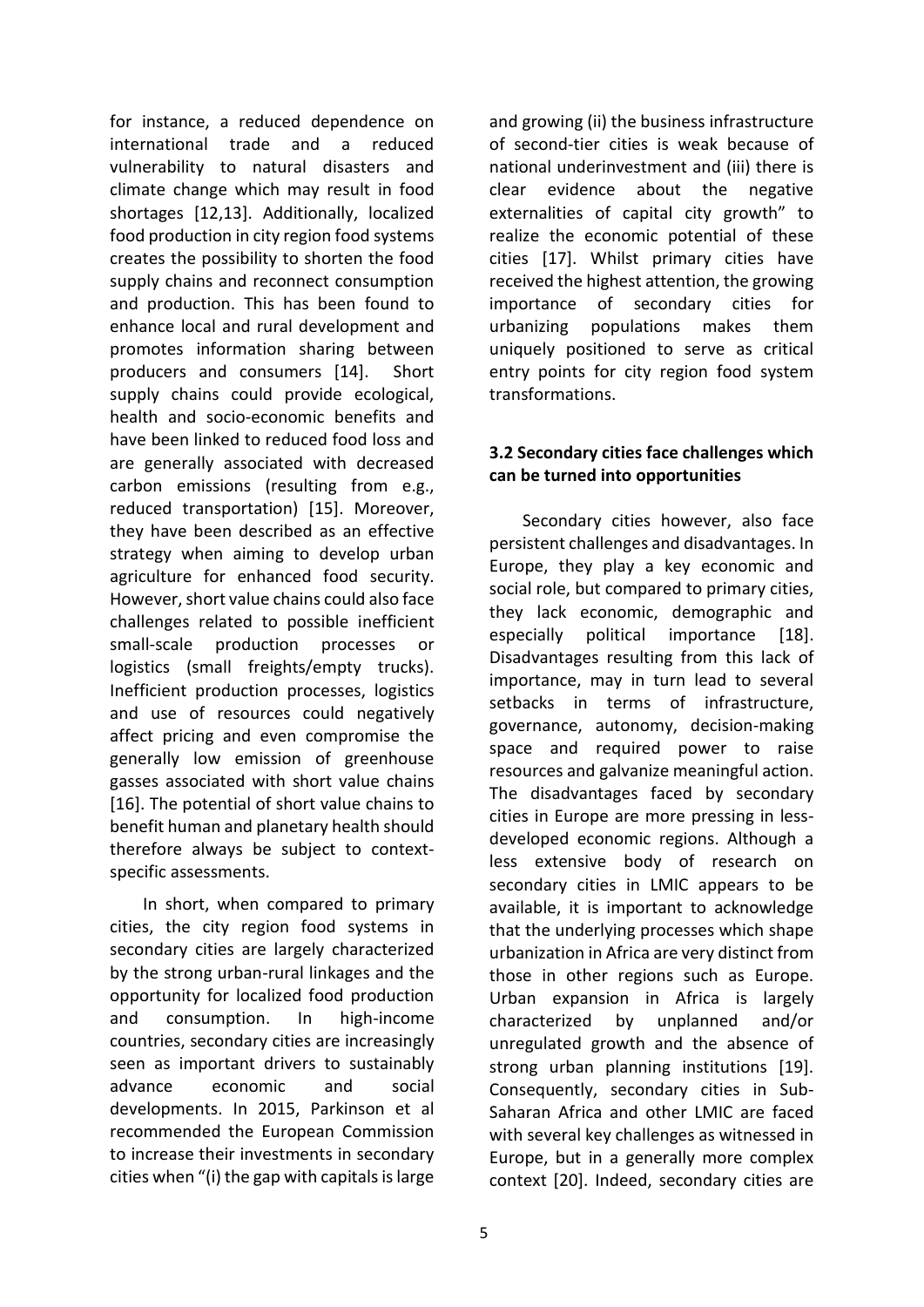for instance, a reduced dependence on international trade and a reduced vulnerability to natural disasters and climate change which may result in food shortages [12,13]. Additionally, localized food production in city region food systems creates the possibility to shorten the food supply chains and reconnect consumption and production. This has been found to enhance local and rural development and promotes information sharing between producers and consumers [14]. Short supply chains could provide ecological, health and socio-economic benefits and have been linked to reduced food loss and are generally associated with decreased carbon emissions (resulting from e.g., reduced transportation) [15]. Moreover, they have been described as an effective strategy when aiming to develop urban agriculture for enhanced food security. However, short value chains could also face challenges related to possible inefficient small-scale production processes or logistics (small freights/empty trucks). Inefficient production processes, logistics and use of resources could negatively affect pricing and even compromise the generally low emission of greenhouse gasses associated with short value chains [16]. The potential of short value chains to benefit human and planetary health should therefore always be subject to context-specific assessments.

In short, when compared to primary cities, the city region food systems in secondary cities are largely characterized by the strong urban-rural linkages and the opportunity for localized food production and consumption. In high-income countries, secondary cities are increasingly seen as important drivers to sustainably advance economic and social developments. In 2015, Parkinson et al recommended the European Commission to increase their investments in secondary cities when "(i) the gap with capitals is large and growing (ii) the business infrastructure of second-tier cities is weak because of national underinvestment and (iii) there is clear evidence about the negative externalities of capital city growth" to realize the economic potential of these cities [17]. Whilst primary cities have received the highest attention, the growing importance of secondary cities for urbanizing populations makes them uniquely positioned to serve as critical entry points for city region food system transformations.

### 3.2 Secondary cities face challenges which can be turned into opportunities

Secondary cities however, also face persistent challenges and disadvantages. In Europe, they play a key economic and social role, but compared to primary cities, they lack economic, demographic and especially political importance [18]. Disadvantages resulting from this lack of importance, may in turn lead to several setbacks in terms of infrastructure, governance, autonomy, decision-making space and required power to raise resources and galvanize meaningful action. The disadvantages faced by secondary cities in Europe are more pressing in less-developed economic regions. Although a less extensive body of research on secondary cities in LMIC appears to be available, it is important to acknowledge that the underlying processes which shape urbanization in Africa are very distinct from those in other regions such as Europe. Urban expansion in Africa is largely characterized by unplanned and/or unregulated growth and the absence of strong urban planning institutions [19]. Consequently, secondary cities in Sub-Saharan Africa and other LMIC are faced with several key challenges as witnessed in Europe, but in a generally more complex context [20]. Indeed, secondary cities are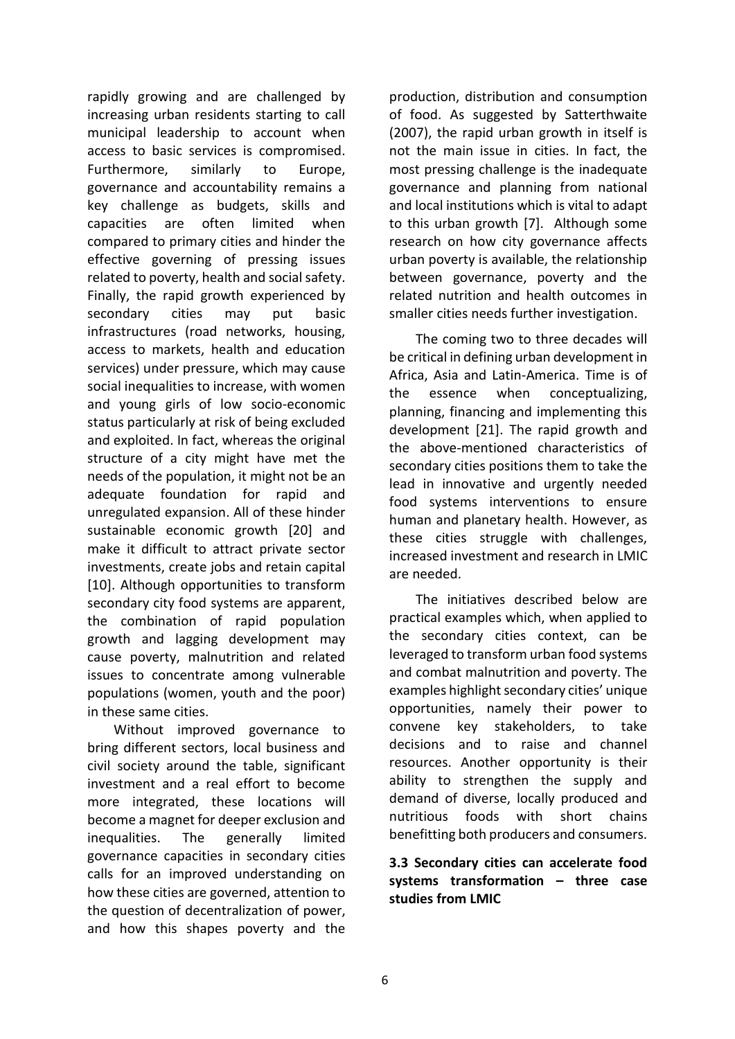rapidly growing and are challenged by increasing urban residents starting to call municipal leadership to account when access to basic services is compromised. Furthermore, similarly to Europe, governance and accountability remains a key challenge as budgets, skills and capacities are often limited when compared to primary cities and hinder the effective governing of pressing issues related to poverty, health and social safety. Finally, the rapid growth experienced by secondary cities may put basic infrastructures (road networks, housing, access to markets, health and education services) under pressure, which may cause social inequalities to increase, with women and young girls of low socio-economic status particularly at risk of being excluded and exploited. In fact, whereas the original structure of a city might have met the needs of the population, it might not be an adequate foundation for rapid and unregulated expansion. All of these hinder sustainable economic growth [20] and make it difficult to attract private sector investments, create jobs and retain capital [10]. Although opportunities to transform secondary city food systems are apparent, the combination of rapid population growth and lagging development may cause poverty, malnutrition and related issues to concentrate among vulnerable populations (women, youth and the poor) in these same cities.

Without improved governance to bring different sectors, local business and civil society around the table, significant investment and a real effort to become more integrated, these locations will become a magnet for deeper exclusion and inequalities. The generally limited governance capacities in secondary cities calls for an improved understanding on how these cities are governed, attention to the question of decentralization of power, and how this shapes poverty and the production, distribution and consumption of food. As suggested by Satterthwaite (2007), the rapid urban growth in itself is not the main issue in cities. In fact, the most pressing challenge is the inadequate governance and planning from national and local institutions which is vital to adapt to this urban growth [7]. Although some research on how city governance affects urban poverty is available, the relationship between governance, poverty and the related nutrition and health outcomes in smaller cities needs further investigation.

The coming two to three decades will be critical in defining urban development in Africa, Asia and Latin-America. Time is of the essence when conceptualizing, planning, financing and implementing this development [21]. The rapid growth and the above-mentioned characteristics of secondary cities positions them to take the lead in innovative and urgently needed food systems interventions to ensure human and planetary health. However, as these cities struggle with challenges, increased investment and research in LMIC are needed.

The initiatives described below are practical examples which, when applied to the secondary cities context, can be leveraged to transform urban food systems and combat malnutrition and poverty. The examples highlight secondary cities' unique opportunities, namely their power to convene key stakeholders, to take decisions and to raise and channel resources. Another opportunity is their ability to strengthen the supply and demand of diverse, locally produced and nutritious foods with short chains benefitting both producers and consumers.

### 3.3 Secondary cities can accelerate food systems transformation – three case studies from LMIC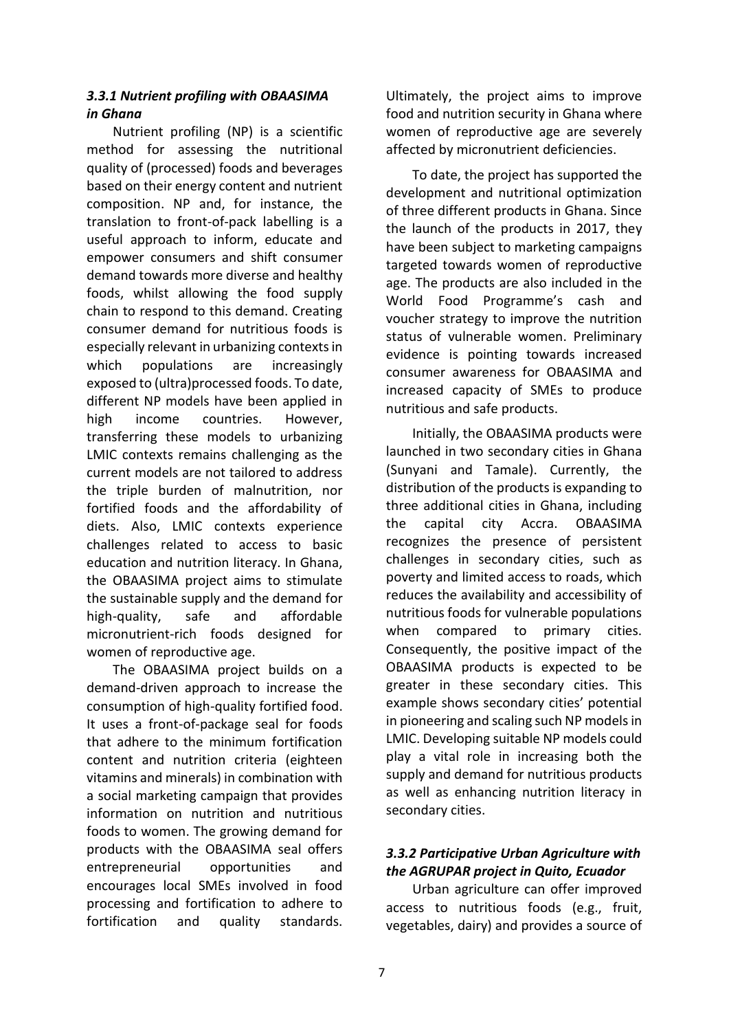### *3.3.1 Nutrient profiling with OBAASIMA in Ghana*

Nutrient profiling (NP) is a scientific method for assessing the nutritional quality of (processed) foods and beverages based on their energy content and nutrient composition. NP and, for instance, the translation to front-of-pack labelling is a useful approach to inform, educate and empower consumers and shift consumer demand towards more diverse and healthy foods, whilst allowing the food supply chain to respond to this demand. Creating consumer demand for nutritious foods is especially relevant in urbanizing contexts in which populations are increasingly exposed to (ultra)processed foods. To date, different NP models have been applied in high income countries. However, transferring these models to urbanizing LMIC contexts remains challenging as the current models are not tailored to address the triple burden of malnutrition, nor fortified foods and the affordability of diets. Also, LMIC contexts experience challenges related to access to basic education and nutrition literacy. In Ghana, the OBAASIMA project aims to stimulate the sustainable supply and the demand for high-quality, safe and affordable micronutrient-rich foods designed for women of reproductive age.

The OBAASIMA project builds on a demand-driven approach to increase the consumption of high-quality fortified food. It uses a front-of-package seal for foods that adhere to the minimum fortification content and nutrition criteria (eighteen vitamins and minerals) in combination with a social marketing campaign that provides information on nutrition and nutritious foods to women. The growing demand for products with the OBAASIMA seal offers entrepreneurial opportunities and encourages local SMEs involved in food processing and fortification to adhere to fortification and quality standards. Ultimately, the project aims to improve food and nutrition security in Ghana where women of reproductive age are severely affected by micronutrient deficiencies.

To date, the project has supported the development and nutritional optimization of three different products in Ghana. Since the launch of the products in 2017, they have been subject to marketing campaigns targeted towards women of reproductive age. The products are also included in the World Food Programme's cash and voucher strategy to improve the nutrition status of vulnerable women. Preliminary evidence is pointing towards increased consumer awareness for OBAASIMA and increased capacity of SMEs to produce nutritious and safe products.

Initially, the OBAASIMA products were launched in two secondary cities in Ghana (Sunyani and Tamale). Currently, the distribution of the products is expanding to three additional cities in Ghana, including the capital city Accra. OBAASIMA recognizes the presence of persistent challenges in secondary cities, such as poverty and limited access to roads, which reduces the availability and accessibility of nutritious foods for vulnerable populations when compared to primary cities. Consequently, the positive impact of the OBAASIMA products is expected to be greater in these secondary cities. This example shows secondary cities' potential in pioneering and scaling such NP models in LMIC. Developing suitable NP models could play a vital role in increasing both the supply and demand for nutritious products as well as enhancing nutrition literacy in secondary cities.

### *3.3.2 Participative Urban Agriculture with the AGRUPAR project in Quito, Ecuador*

Urban agriculture can offer improved access to nutritious foods (e.g., fruit, vegetables, dairy) and provides a source of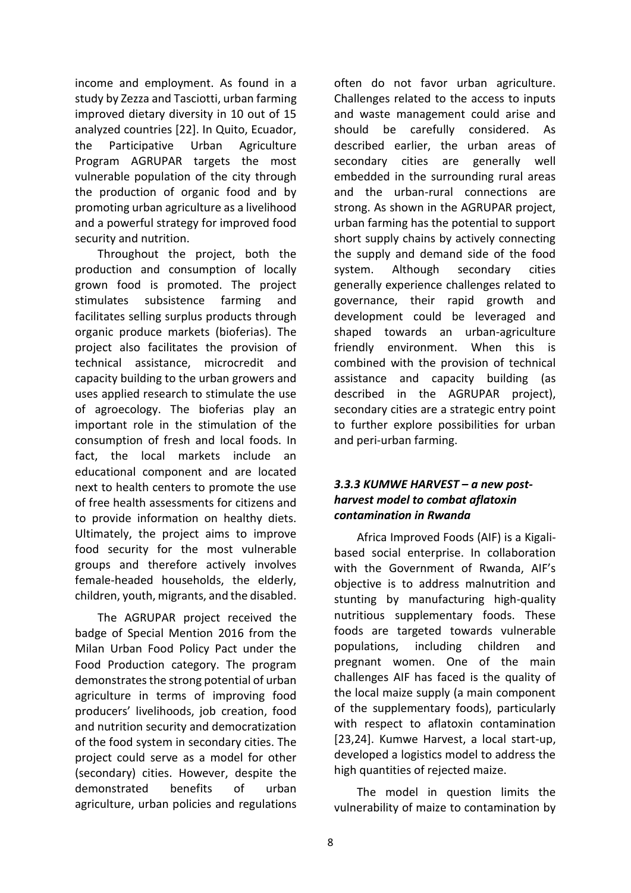income and employment. As found in a study by Zezza and Tasciotti, urban farming improved dietary diversity in 10 out of 15 analyzed countries [22]. In Quito, Ecuador, the Participative Urban Agriculture Program AGRUPAR targets the most vulnerable population of the city through the production of organic food and by promoting urban agriculture as a livelihood and a powerful strategy for improved food security and nutrition.

Throughout the project, both the production and consumption of locally grown food is promoted. The project stimulates subsistence farming and facilitates selling surplus products through organic produce markets (bioferias). The project also facilitates the provision of technical assistance, microcredit and capacity building to the urban growers and uses applied research to stimulate the use of agroecology. The bioferias play an important role in the stimulation of the consumption of fresh and local foods. In fact, the local markets include an educational component and are located next to health centers to promote the use of free health assessments for citizens and to provide information on healthy diets. Ultimately, the project aims to improve food security for the most vulnerable groups and therefore actively involves female-headed households, the elderly, children, youth, migrants, and the disabled.

The AGRUPAR project received the badge of Special Mention 2016 from the Milan Urban Food Policy Pact under the Food Production category. The program demonstrates the strong potential of urban agriculture in terms of improving food producers' livelihoods, job creation, food and nutrition security and democratization of the food system in secondary cities. The project could serve as a model for other (secondary) cities. However, despite the demonstrated benefits of urban agriculture, urban policies and regulations often do not favor urban agriculture. Challenges related to the access to inputs and waste management could arise and should be carefully considered. As described earlier, the urban areas of secondary cities are generally well embedded in the surrounding rural areas and the urban-rural connections are strong. As shown in the AGRUPAR project, urban farming has the potential to support short supply chains by actively connecting the supply and demand side of the food system. Although secondary cities generally experience challenges related to governance, their rapid growth and development could be leveraged and shaped towards an urban-agriculture friendly environment. When this is combined with the provision of technical assistance and capacity building (as described in the AGRUPAR project), secondary cities are a strategic entry point to further explore possibilities for urban and peri-urban farming.

### *3.3.3 KUMWE HARVEST – a new post-harvest model to combat aflatoxin contamination in Rwanda*

Africa Improved Foods (AIF) is a Kigali-based social enterprise. In collaboration with the Government of Rwanda, AIF's objective is to address malnutrition and stunting by manufacturing high-quality nutritious supplementary foods. These foods are targeted towards vulnerable populations, including children and pregnant women. One of the main challenges AIF has faced is the quality of the local maize supply (a main component of the supplementary foods), particularly with respect to aflatoxin contamination [23,24]. Kumwe Harvest, a local start-up, developed a logistics model to address the high quantities of rejected maize.

The model in question limits the vulnerability of maize to contamination by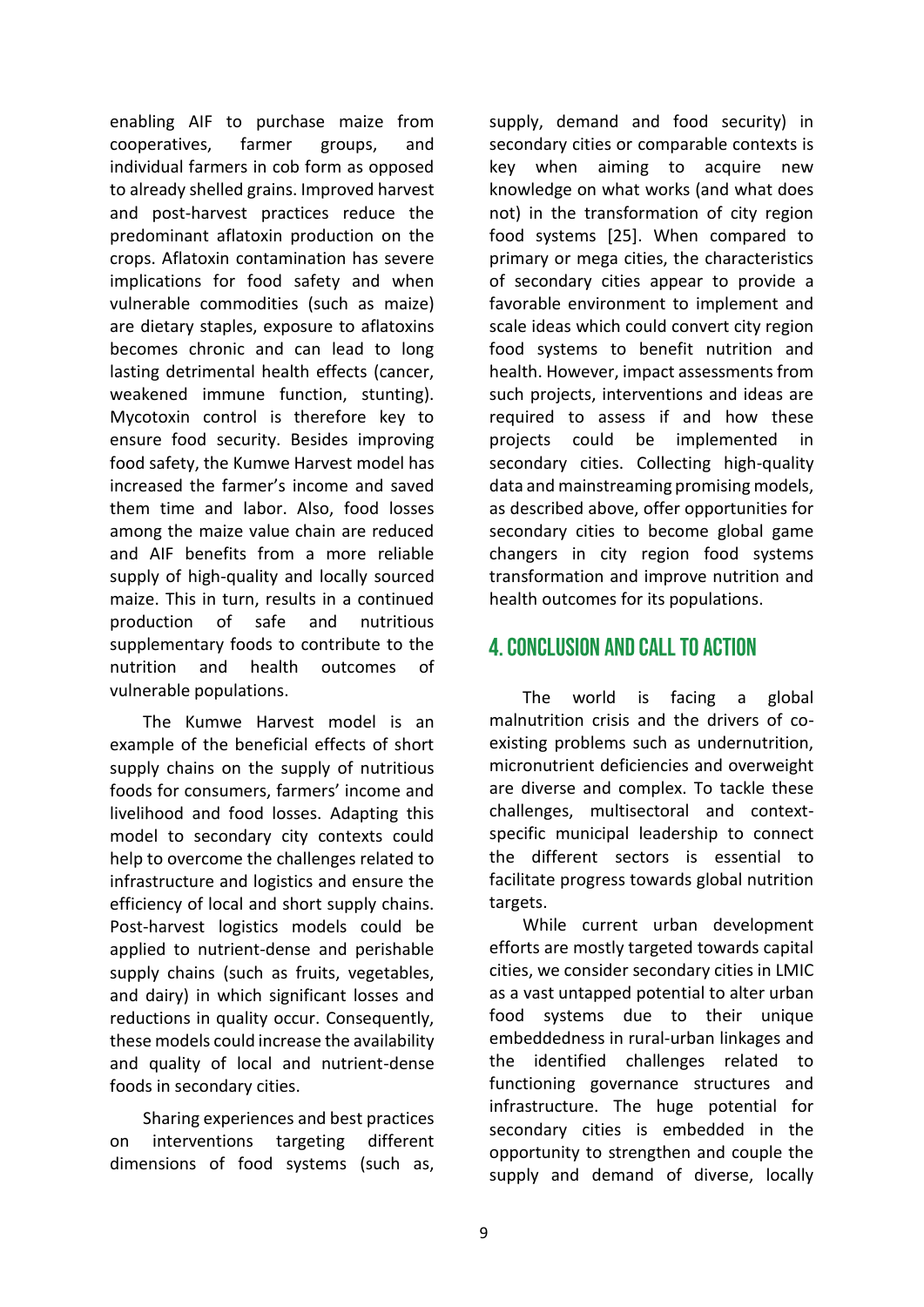enabling AIF to purchase maize from cooperatives, farmer groups, and individual farmers in cob form as opposed to already shelled grains. Improved harvest and post-harvest practices reduce the predominant aflatoxin production on the crops. Aflatoxin contamination has severe implications for food safety and when vulnerable commodities (such as maize) are dietary staples, exposure to aflatoxins becomes chronic and can lead to long lasting detrimental health effects (cancer, weakened immune function, stunting). Mycotoxin control is therefore key to ensure food security. Besides improving food safety, the Kumwe Harvest model has increased the farmer's income and saved them time and labor. Also, food losses among the maize value chain are reduced and AIF benefits from a more reliable supply of high-quality and locally sourced maize. This in turn, results in a continued production of safe and nutritious supplementary foods to contribute to the nutrition and health outcomes of vulnerable populations.

The Kumwe Harvest model is an example of the beneficial effects of short supply chains on the supply of nutritious foods for consumers, farmers' income and livelihood and food losses. Adapting this model to secondary city contexts could help to overcome the challenges related to infrastructure and logistics and ensure the efficiency of local and short supply chains. Post-harvest logistics models could be applied to nutrient-dense and perishable supply chains (such as fruits, vegetables, and dairy) in which significant losses and reductions in quality occur. Consequently, these models could increase the availability and quality of local and nutrient-dense foods in secondary cities.

Sharing experiences and best practices on interventions targeting different dimensions of food systems (such as, supply, demand and food security) in secondary cities or comparable contexts is key when aiming to acquire new knowledge on what works (and what does not) in the transformation of city region food systems [25]. When compared to primary or mega cities, the characteristics of secondary cities appear to provide a favorable environment to implement and scale ideas which could convert city region food systems to benefit nutrition and health. However, impact assessments from such projects, interventions and ideas are required to assess if and how these projects could be implemented in secondary cities. Collecting high-quality data and mainstreaming promising models, as described above, offer opportunities for secondary cities to become global game changers in city region food systems transformation and improve nutrition and health outcomes for its populations.

## 4. Conclusion and Call to Action

The world is facing a global malnutrition crisis and the drivers of co-existing problems such as undernutrition, micronutrient deficiencies and overweight are diverse and complex. To tackle these challenges, multisectoral and context-specific municipal leadership to connect the different sectors is essential to facilitate progress towards global nutrition targets.

While current urban development efforts are mostly targeted towards capital cities, we consider secondary cities in LMIC as a vast untapped potential to alter urban food systems due to their unique embeddedness in rural-urban linkages and the identified challenges related to functioning governance structures and infrastructure. The huge potential for secondary cities is embedded in the opportunity to strengthen and couple the supply and demand of diverse, locally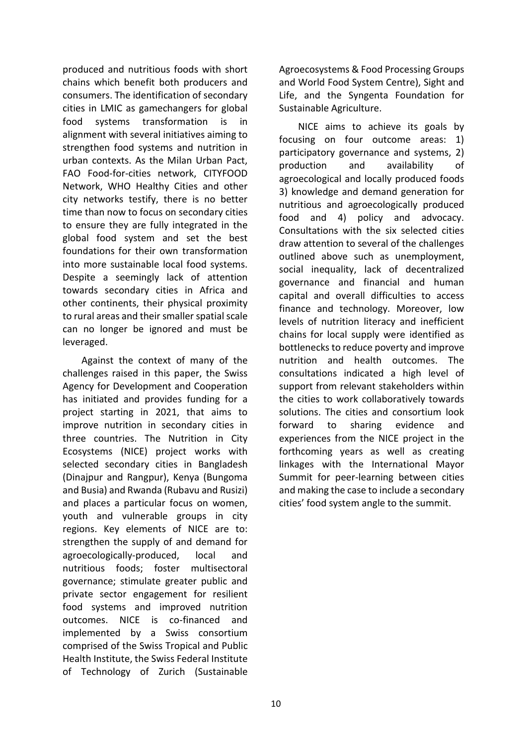produced and nutritious foods with short chains which benefit both producers and consumers. The identification of secondary cities in LMIC as gamechangers for global food systems transformation is in alignment with several initiatives aiming to strengthen food systems and nutrition in urban contexts. As the Milan Urban Pact, FAO Food-for-cities network, CITYFOOD Network, WHO Healthy Cities and other city networks testify, there is no better time than now to focus on secondary cities to ensure they are fully integrated in the global food system and set the best foundations for their own transformation into more sustainable local food systems. Despite a seemingly lack of attention towards secondary cities in Africa and other continents, their physical proximity to rural areas and their smaller spatial scale can no longer be ignored and must be leveraged.

Against the context of many of the challenges raised in this paper, the Swiss Agency for Development and Cooperation has initiated and provides funding for a project starting in 2021, that aims to improve nutrition in secondary cities in three countries. The Nutrition in City Ecosystems (NICE) project works with selected secondary cities in Bangladesh (Dinajpur and Rangpur), Kenya (Bungoma and Busia) and Rwanda (Rubavu and Rusizi) and places a particular focus on women, youth and vulnerable groups in city regions. Key elements of NICE are to: strengthen the supply of and demand for agroecologically-produced, local and nutritious foods; foster multisectoral governance; stimulate greater public and private sector engagement for resilient food systems and improved nutrition outcomes. NICE is co-financed and implemented by a Swiss consortium comprised of the Swiss Tropical and Public Health Institute, the Swiss Federal Institute of Technology of Zurich (Sustainable Agroecosystems & Food Processing Groups and World Food System Centre), Sight and Life, and the Syngenta Foundation for Sustainable Agriculture.

NICE aims to achieve its goals by focusing on four outcome areas: 1) participatory governance and systems, 2) production and availability of agroecological and locally produced foods 3) knowledge and demand generation for nutritious and agroecologically produced food and 4) policy and advocacy. Consultations with the six selected cities draw attention to several of the challenges outlined above such as unemployment, social inequality, lack of decentralized governance and financial and human capital and overall difficulties to access finance and technology. Moreover, low levels of nutrition literacy and inefficient chains for local supply were identified as bottlenecks to reduce poverty and improve nutrition and health outcomes. The consultations indicated a high level of support from relevant stakeholders within the cities to work collaboratively towards solutions. The cities and consortium look forward to sharing evidence and experiences from the NICE project in the forthcoming years as well as creating linkages with the International Mayor Summit for peer-learning between cities and making the case to include a secondary cities' food system angle to the summit.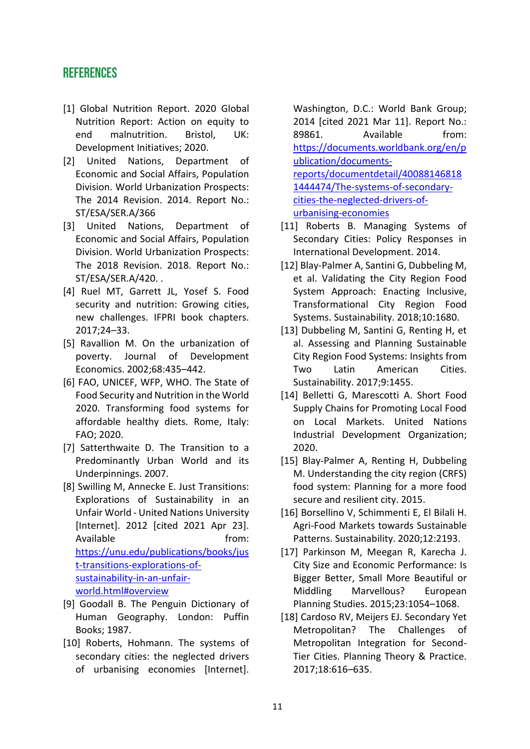## REFERENCES

[1] Global Nutrition Report. 2020 Global Nutrition Report: Action on equity to end malnutrition. Bristol, UK: Development Initiatives; 2020.

[2] United Nations, Department of Economic and Social Affairs, Population Division. World Urbanization Prospects: The 2014 Revision. 2014. Report No.: ST/ESA/SER.A/366

[3] United Nations, Department of Economic and Social Affairs, Population Division. World Urbanization Prospects: The 2018 Revision. 2018. Report No.: ST/ESA/SER.A/420. .

[4] Ruel MT, Garrett JL, Yosef S. Food security and nutrition: Growing cities, new challenges. IFPRI book chapters. 2017;24–33.

[5] Ravallion M. On the urbanization of poverty. Journal of Development Economics. 2002;68:435–442.

[6] FAO, UNICEF, WFP, WHO. The State of Food Security and Nutrition in the World 2020. Transforming food systems for affordable healthy diets. Rome, Italy: FAO; 2020.

[7] Satterthwaite D. The Transition to a Predominantly Urban World and its Underpinnings. 2007.

[8] Swilling M, Annecke E. Just Transitions: Explorations of Sustainability in an Unfair World - United Nations University [Internet]. 2012 [cited 2021 Apr 23]. Available from: https://unu.edu/publications/books/just-transitions-explorations-of-sustainability-in-an-unfair-world.html#overview

[9] Goodall B. The Penguin Dictionary of Human Geography. London: Puffin Books; 1987.

[10] Roberts, Hohmann. The systems of secondary cities: the neglected drivers of urbanising economies [Internet]. Washington, D.C.: World Bank Group; 2014 [cited 2021 Mar 11]. Report No.: 89861. Available from: https://documents.worldbank.org/en/publication/documents-reports/documentdetail/400881468181444474/The-systems-of-secondary-cities-the-neglected-drivers-of-urbanising-economies

[11] Roberts B. Managing Systems of Secondary Cities: Policy Responses in International Development. 2014.

[12] Blay-Palmer A, Santini G, Dubbeling M, et al. Validating the City Region Food System Approach: Enacting Inclusive, Transformational City Region Food Systems. Sustainability. 2018;10:1680.

[13] Dubbeling M, Santini G, Renting H, et al. Assessing and Planning Sustainable City Region Food Systems: Insights from Two Latin American Cities. Sustainability. 2017;9:1455.

[14] Belletti G, Marescotti A. Short Food Supply Chains for Promoting Local Food on Local Markets. United Nations Industrial Development Organization; 2020.

[15] Blay-Palmer A, Renting H, Dubbeling M. Understanding the city region (CRFS) food system: Planning for a more food secure and resilient city. 2015.

[16] Borsellino V, Schimmenti E, El Bilali H. Agri-Food Markets towards Sustainable Patterns. Sustainability. 2020;12:2193.

[17] Parkinson M, Meegan R, Karecha J. City Size and Economic Performance: Is Bigger Better, Small More Beautiful or Middling Marvellous? European Planning Studies. 2015;23:1054–1068.

[18] Cardoso RV, Meijers EJ. Secondary Yet Metropolitan? The Challenges of Metropolitan Integration for Second-Tier Cities. Planning Theory & Practice. 2017;18:616–635.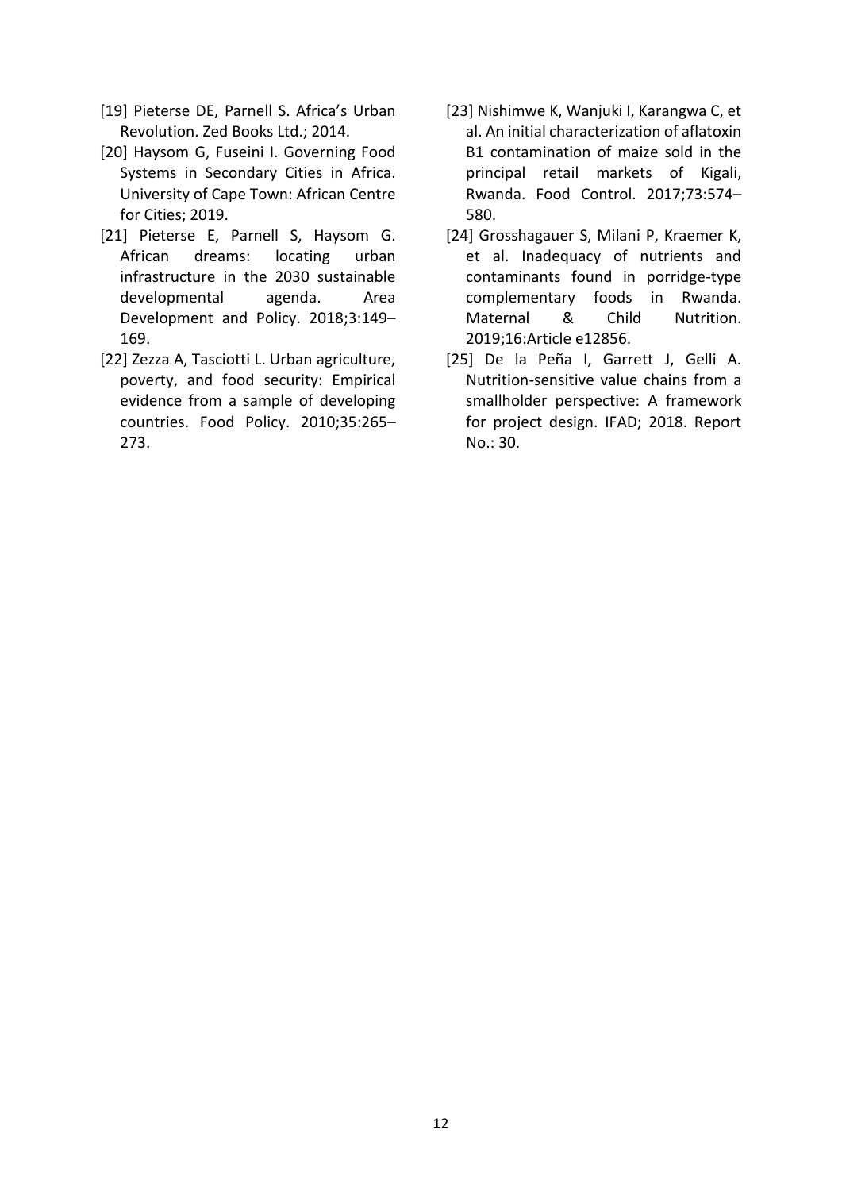[19] Pieterse DE, Parnell S. Africa's Urban Revolution. Zed Books Ltd.; 2014.

[20] Haysom G, Fuseini I. Governing Food Systems in Secondary Cities in Africa. University of Cape Town: African Centre for Cities; 2019.

[21] Pieterse E, Parnell S, Haysom G. African dreams: locating urban infrastructure in the 2030 sustainable developmental agenda. Area Development and Policy. 2018;3:149–169.

[22] Zezza A, Tasciotti L. Urban agriculture, poverty, and food security: Empirical evidence from a sample of developing countries. Food Policy. 2010;35:265–273.

[23] Nishimwe K, Wanjuki I, Karangwa C, et al. An initial characterization of aflatoxin B1 contamination of maize sold in the principal retail markets of Kigali, Rwanda. Food Control. 2017;73:574–580.

[24] Grosshagauer S, Milani P, Kraemer K, et al. Inadequacy of nutrients and contaminants found in porridge-type complementary foods in Rwanda. Maternal & Child Nutrition. 2019;16:Article e12856.

[25] De la Peña I, Garrett J, Gelli A. Nutrition-sensitive value chains from a smallholder perspective: A framework for project design. IFAD; 2018. Report No.: 30.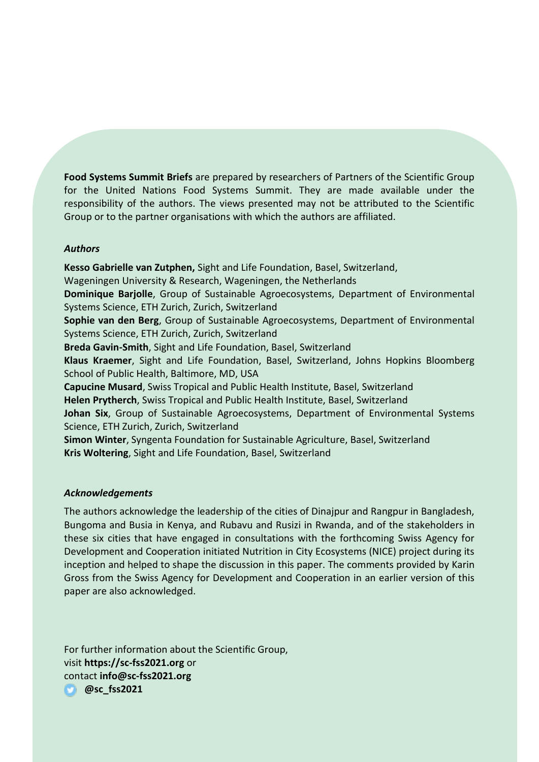**Food Systems Summit Briefs** are prepared by researchers of Partners of the Scientific Group for the United Nations Food Systems Summit. They are made available under the responsibility of the authors. The views presented may not be attributed to the Scientific Group or to the partner organisations with which the authors are affiliated.

***Authors***

**Kesso Gabrielle van Zutphen,** Sight and Life Foundation, Basel, Switzerland, Wageningen University & Research, Wageningen, the Netherlands
**Dominique Barjolle**, Group of Sustainable Agroecosystems, Department of Environmental Systems Science, ETH Zurich, Zurich, Switzerland
**Sophie van den Berg**, Group of Sustainable Agroecosystems, Department of Environmental Systems Science, ETH Zurich, Zurich, Switzerland
**Breda Gavin-Smith**, Sight and Life Foundation, Basel, Switzerland
**Klaus Kraemer**, Sight and Life Foundation, Basel, Switzerland, Johns Hopkins Bloomberg School of Public Health, Baltimore, MD, USA
**Capucine Musard**, Swiss Tropical and Public Health Institute, Basel, Switzerland
**Helen Prytherch**, Swiss Tropical and Public Health Institute, Basel, Switzerland
**Johan Six**, Group of Sustainable Agroecosystems, Department of Environmental Systems Science, ETH Zurich, Zurich, Switzerland
**Simon Winter**, Syngenta Foundation for Sustainable Agriculture, Basel, Switzerland
**Kris Woltering**, Sight and Life Foundation, Basel, Switzerland

***Acknowledgements***

The authors acknowledge the leadership of the cities of Dinajpur and Rangpur in Bangladesh, Bungoma and Busia in Kenya, and Rubavu and Rusizi in Rwanda, and of the stakeholders in these six cities that have engaged in consultations with the forthcoming Swiss Agency for Development and Cooperation initiated Nutrition in City Ecosystems (NICE) project during its inception and helped to shape the discussion in this paper. The comments provided by Karin Gross from the Swiss Agency for Development and Cooperation in an earlier version of this paper are also acknowledged.

For further information about the Scientific Group,
visit **https://sc-fss2021.org** or
contact **info@sc-fss2021.org**
**@sc_fss2021**